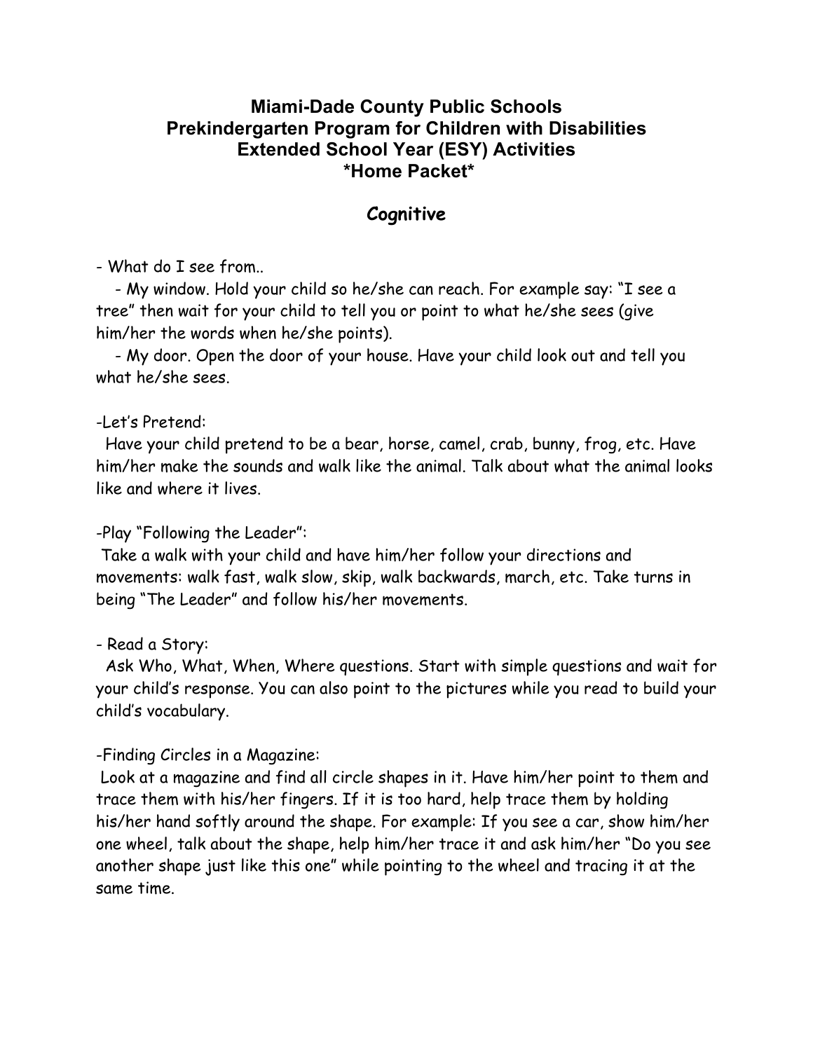# Miami-Dade County Public Schools
# Prekindergarten Program for Children with Disabilities
# Extended School Year (ESY) Activities
# *Home Packet*

## Cognitive

- What do I see from..
  - My window. Hold your child so he/she can reach. For example say: "I see a tree" then wait for your child to tell you or point to what he/she sees (give him/her the words when he/she points).
  - My door. Open the door of your house. Have your child look out and tell you what he/she sees.

-Let's Pretend:
Have your child pretend to be a bear, horse, camel, crab, bunny, frog, etc. Have him/her make the sounds and walk like the animal. Talk about what the animal looks like and where it lives.

-Play "Following the Leader":
Take a walk with your child and have him/her follow your directions and movements: walk fast, walk slow, skip, walk backwards, march, etc. Take turns in being "The Leader" and follow his/her movements.

- Read a Story:
Ask Who, What, When, Where questions. Start with simple questions and wait for your child's response. You can also point to the pictures while you read to build your child's vocabulary.

-Finding Circles in a Magazine:
Look at a magazine and find all circle shapes in it. Have him/her point to them and trace them with his/her fingers. If it is too hard, help trace them by holding his/her hand softly around the shape. For example: If you see a car, show him/her one wheel, talk about the shape, help him/her trace it and ask him/her "Do you see another shape just like this one" while pointing to the wheel and tracing it at the same time.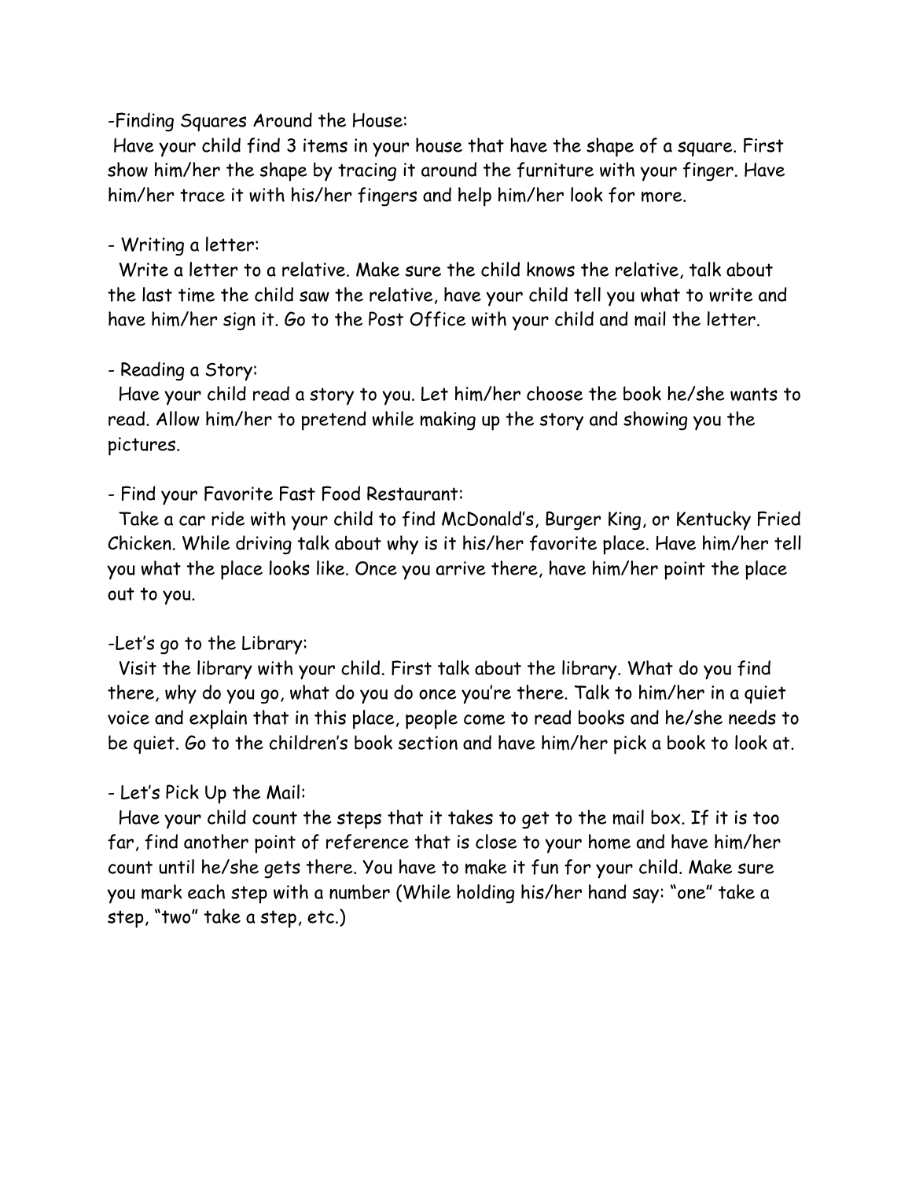-Finding Squares Around the House:

Have your child find 3 items in your house that have the shape of a square. First show him/her the shape by tracing it around the furniture with your finger. Have him/her trace it with his/her fingers and help him/her look for more.

- Writing a letter:

Write a letter to a relative. Make sure the child knows the relative, talk about the last time the child saw the relative, have your child tell you what to write and have him/her sign it. Go to the Post Office with your child and mail the letter.

- Reading a Story:

Have your child read a story to you. Let him/her choose the book he/she wants to read. Allow him/her to pretend while making up the story and showing you the pictures.

- Find your Favorite Fast Food Restaurant:

Take a car ride with your child to find McDonald's, Burger King, or Kentucky Fried Chicken. While driving talk about why is it his/her favorite place. Have him/her tell you what the place looks like. Once you arrive there, have him/her point the place out to you.

-Let's go to the Library:

Visit the library with your child. First talk about the library. What do you find there, why do you go, what do you do once you're there. Talk to him/her in a quiet voice and explain that in this place, people come to read books and he/she needs to be quiet. Go to the children's book section and have him/her pick a book to look at.

- Let's Pick Up the Mail:

Have your child count the steps that it takes to get to the mail box. If it is too far, find another point of reference that is close to your home and have him/her count until he/she gets there. You have to make it fun for your child. Make sure you mark each step with a number (While holding his/her hand say: "one" take a step, "two" take a step, etc.)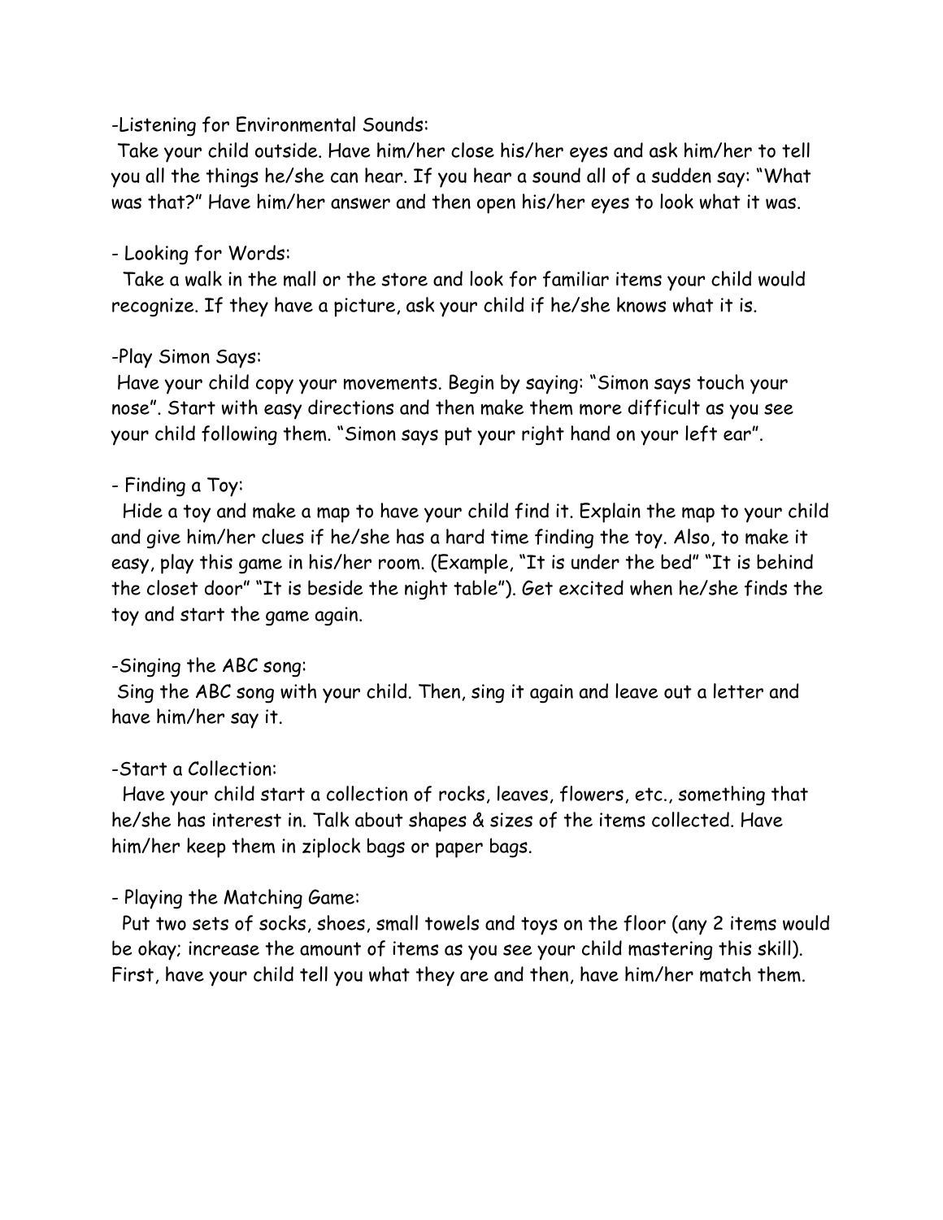-Listening for Environmental Sounds:

Take your child outside. Have him/her close his/her eyes and ask him/her to tell you all the things he/she can hear. If you hear a sound all of a sudden say: "What was that?" Have him/her answer and then open his/her eyes to look what it was.

- Looking for Words:

Take a walk in the mall or the store and look for familiar items your child would recognize. If they have a picture, ask your child if he/she knows what it is.

-Play Simon Says:

Have your child copy your movements. Begin by saying: "Simon says touch your nose". Start with easy directions and then make them more difficult as you see your child following them. "Simon says put your right hand on your left ear".

- Finding a Toy:

Hide a toy and make a map to have your child find it. Explain the map to your child and give him/her clues if he/she has a hard time finding the toy. Also, to make it easy, play this game in his/her room. (Example, "It is under the bed" "It is behind the closet door" "It is beside the night table"). Get excited when he/she finds the toy and start the game again.

-Singing the ABC song:

Sing the ABC song with your child. Then, sing it again and leave out a letter and have him/her say it.

-Start a Collection:

Have your child start a collection of rocks, leaves, flowers, etc., something that he/she has interest in. Talk about shapes & sizes of the items collected. Have him/her keep them in ziplock bags or paper bags.

- Playing the Matching Game:

Put two sets of socks, shoes, small towels and toys on the floor (any 2 items would be okay; increase the amount of items as you see your child mastering this skill). First, have your child tell you what they are and then, have him/her match them.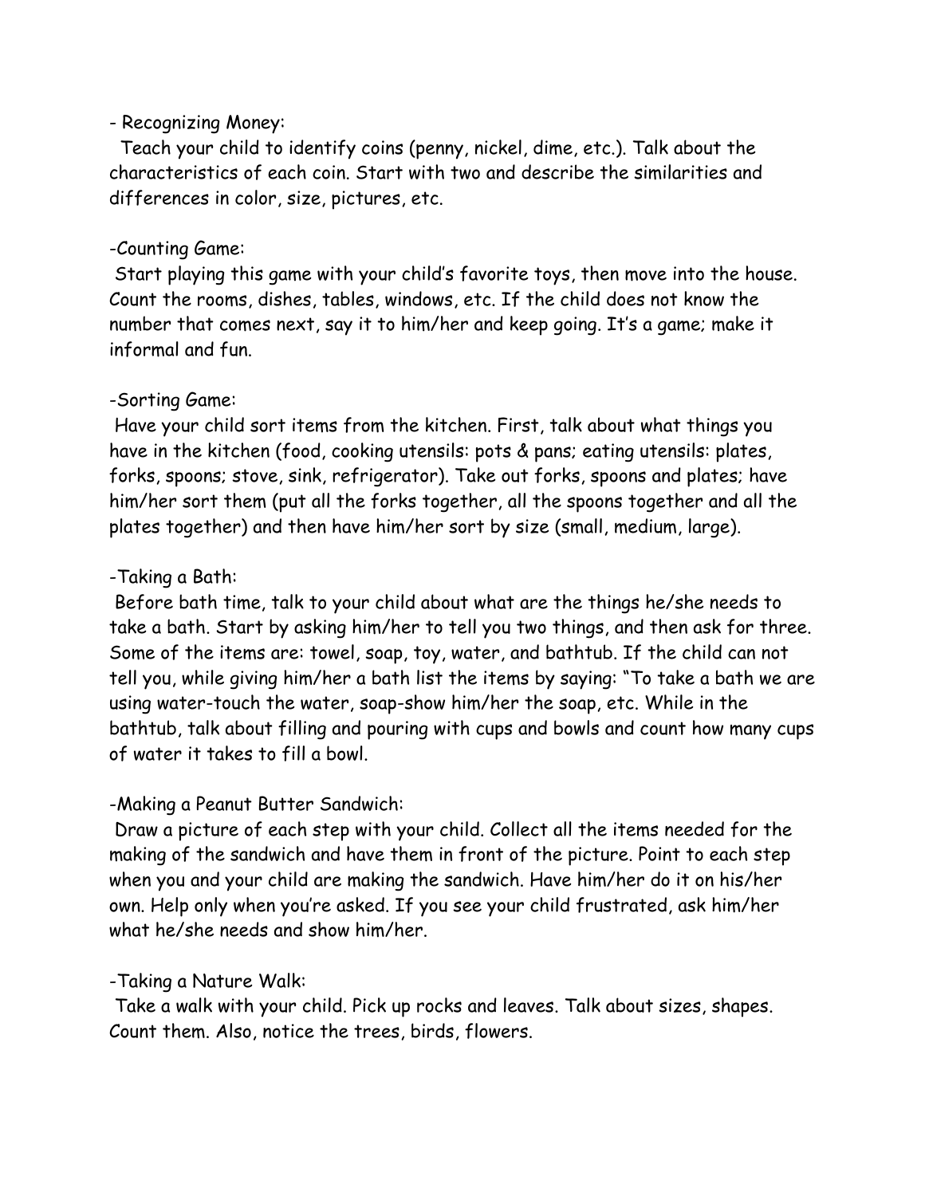- Recognizing Money:

Teach your child to identify coins (penny, nickel, dime, etc.). Talk about the characteristics of each coin. Start with two and describe the similarities and differences in color, size, pictures, etc.

-Counting Game:

Start playing this game with your child's favorite toys, then move into the house. Count the rooms, dishes, tables, windows, etc. If the child does not know the number that comes next, say it to him/her and keep going. It's a game; make it informal and fun.

-Sorting Game:

Have your child sort items from the kitchen. First, talk about what things you have in the kitchen (food, cooking utensils: pots & pans; eating utensils: plates, forks, spoons; stove, sink, refrigerator). Take out forks, spoons and plates; have him/her sort them (put all the forks together, all the spoons together and all the plates together) and then have him/her sort by size (small, medium, large).

-Taking a Bath:

Before bath time, talk to your child about what are the things he/she needs to take a bath. Start by asking him/her to tell you two things, and then ask for three. Some of the items are: towel, soap, toy, water, and bathtub. If the child can not tell you, while giving him/her a bath list the items by saying: "To take a bath we are using water-touch the water, soap-show him/her the soap, etc. While in the bathtub, talk about filling and pouring with cups and bowls and count how many cups of water it takes to fill a bowl.

-Making a Peanut Butter Sandwich:

Draw a picture of each step with your child. Collect all the items needed for the making of the sandwich and have them in front of the picture. Point to each step when you and your child are making the sandwich. Have him/her do it on his/her own. Help only when you're asked. If you see your child frustrated, ask him/her what he/she needs and show him/her.

-Taking a Nature Walk:

Take a walk with your child. Pick up rocks and leaves. Talk about sizes, shapes. Count them. Also, notice the trees, birds, flowers.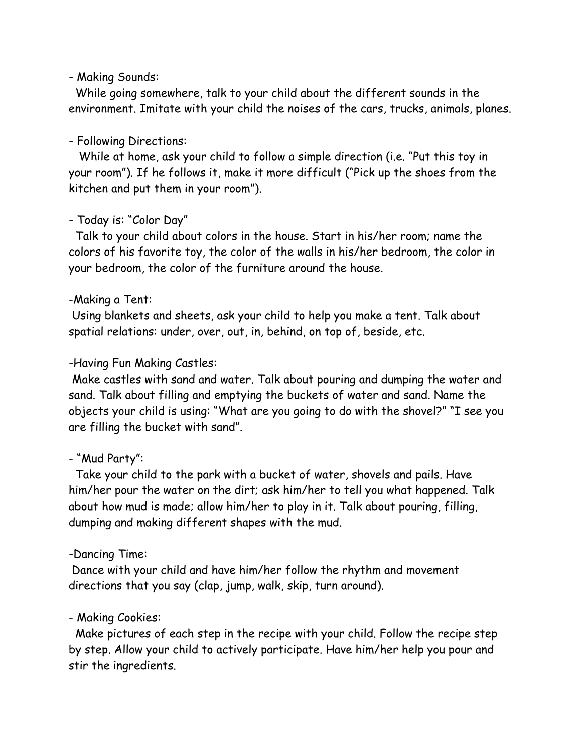- Making Sounds:

While going somewhere, talk to your child about the different sounds in the environment. Imitate with your child the noises of the cars, trucks, animals, planes.

- Following Directions:

While at home, ask your child to follow a simple direction (i.e. "Put this toy in your room"). If he follows it, make it more difficult ("Pick up the shoes from the kitchen and put them in your room").

- Today is: "Color Day"

Talk to your child about colors in the house. Start in his/her room; name the colors of his favorite toy, the color of the walls in his/her bedroom, the color in your bedroom, the color of the furniture around the house.

-Making a Tent:

Using blankets and sheets, ask your child to help you make a tent. Talk about spatial relations: under, over, out, in, behind, on top of, beside, etc.

-Having Fun Making Castles:

Make castles with sand and water. Talk about pouring and dumping the water and sand. Talk about filling and emptying the buckets of water and sand. Name the objects your child is using: "What are you going to do with the shovel?" "I see you are filling the bucket with sand".

- "Mud Party":

Take your child to the park with a bucket of water, shovels and pails. Have him/her pour the water on the dirt; ask him/her to tell you what happened. Talk about how mud is made; allow him/her to play in it. Talk about pouring, filling, dumping and making different shapes with the mud.

-Dancing Time:

Dance with your child and have him/her follow the rhythm and movement directions that you say (clap, jump, walk, skip, turn around).

- Making Cookies:

Make pictures of each step in the recipe with your child. Follow the recipe step by step. Allow your child to actively participate. Have him/her help you pour and stir the ingredients.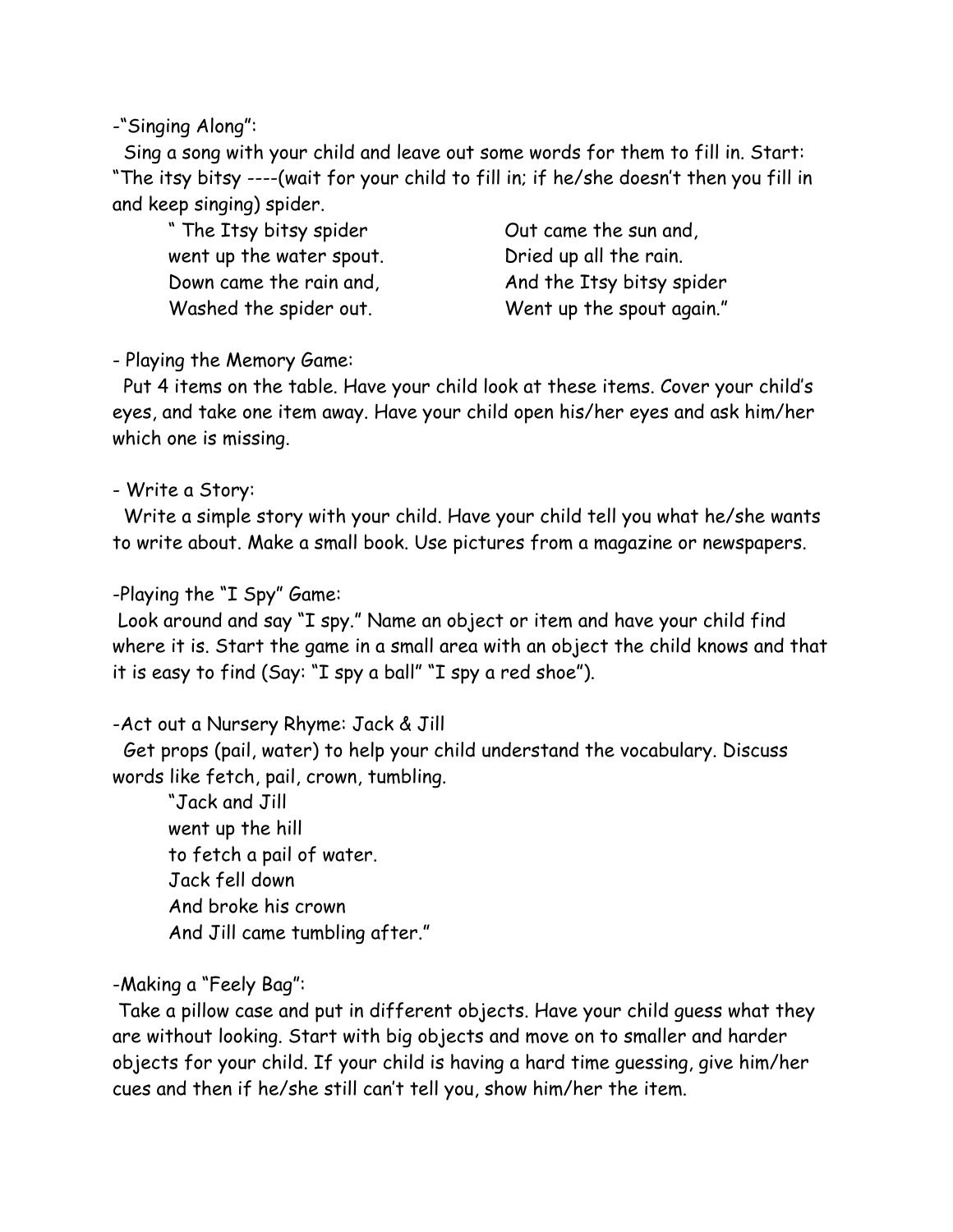-“Singing Along”:

Sing a song with your child and leave out some words for them to fill in. Start: “The itsy bitsy ----(wait for your child to fill in; if he/she doesn’t then you fill in and keep singing) spider.

“ The Itsy bitsy spider  
went up the water spout.  
Down came the rain and,  
Washed the spider out.

Out came the sun and,  
Dried up all the rain.  
And the Itsy bitsy spider  
Went up the spout again.”

- Playing the Memory Game:

Put 4 items on the table. Have your child look at these items. Cover your child’s eyes, and take one item away. Have your child open his/her eyes and ask him/her which one is missing.

- Write a Story:

Write a simple story with your child. Have your child tell you what he/she wants to write about. Make a small book. Use pictures from a magazine or newspapers.

-Playing the “I Spy” Game:

Look around and say “I spy.” Name an object or item and have your child find where it is. Start the game in a small area with an object the child knows and that it is easy to find (Say: “I spy a ball” “I spy a red shoe”).

-Act out a Nursery Rhyme: Jack & Jill

Get props (pail, water) to help your child understand the vocabulary. Discuss words like fetch, pail, crown, tumbling.

“Jack and Jill  
went up the hill  
to fetch a pail of water.  
Jack fell down  
And broke his crown  
And Jill came tumbling after.”

-Making a “Feely Bag”:

Take a pillow case and put in different objects. Have your child guess what they are without looking. Start with big objects and move on to smaller and harder objects for your child. If your child is having a hard time guessing, give him/her cues and then if he/she still can’t tell you, show him/her the item.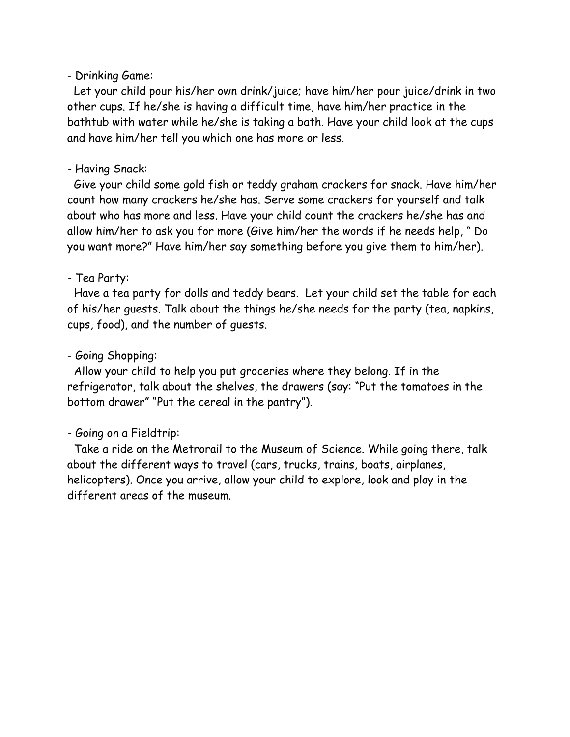- Drinking Game:

Let your child pour his/her own drink/juice; have him/her pour juice/drink in two other cups. If he/she is having a difficult time, have him/her practice in the bathtub with water while he/she is taking a bath. Have your child look at the cups and have him/her tell you which one has more or less.

- Having Snack:

Give your child some gold fish or teddy graham crackers for snack. Have him/her count how many crackers he/she has. Serve some crackers for yourself and talk about who has more and less. Have your child count the crackers he/she has and allow him/her to ask you for more (Give him/her the words if he needs help, " Do you want more?" Have him/her say something before you give them to him/her).

- Tea Party:

Have a tea party for dolls and teddy bears. Let your child set the table for each of his/her guests. Talk about the things he/she needs for the party (tea, napkins, cups, food), and the number of guests.

- Going Shopping:

Allow your child to help you put groceries where they belong. If in the refrigerator, talk about the shelves, the drawers (say: "Put the tomatoes in the bottom drawer" "Put the cereal in the pantry").

- Going on a Fieldtrip:

Take a ride on the Metrorail to the Museum of Science. While going there, talk about the different ways to travel (cars, trucks, trains, boats, airplanes, helicopters). Once you arrive, allow your child to explore, look and play in the different areas of the museum.